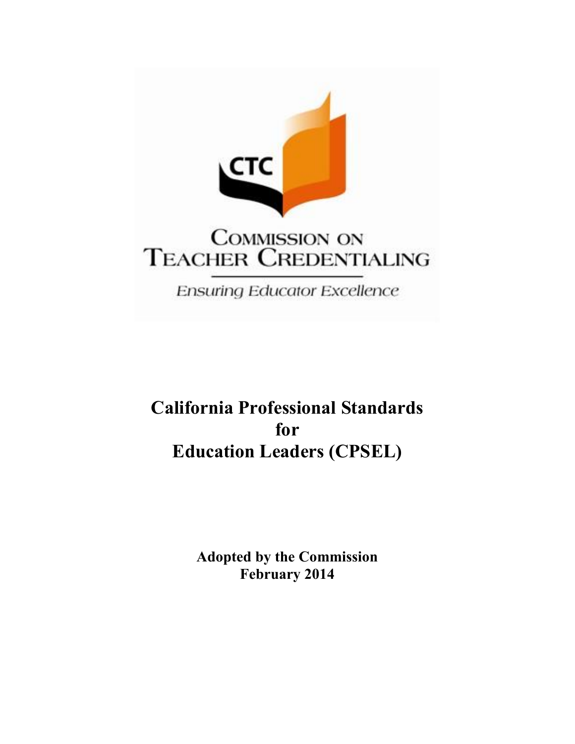CTC

COMMISSION ON TEACHER CREDENTIALING

*Ensuring Educator Excellence*

# California Professional Standards for Education Leaders (CPSEL)

**Adopted by the Commission**
**February 2014**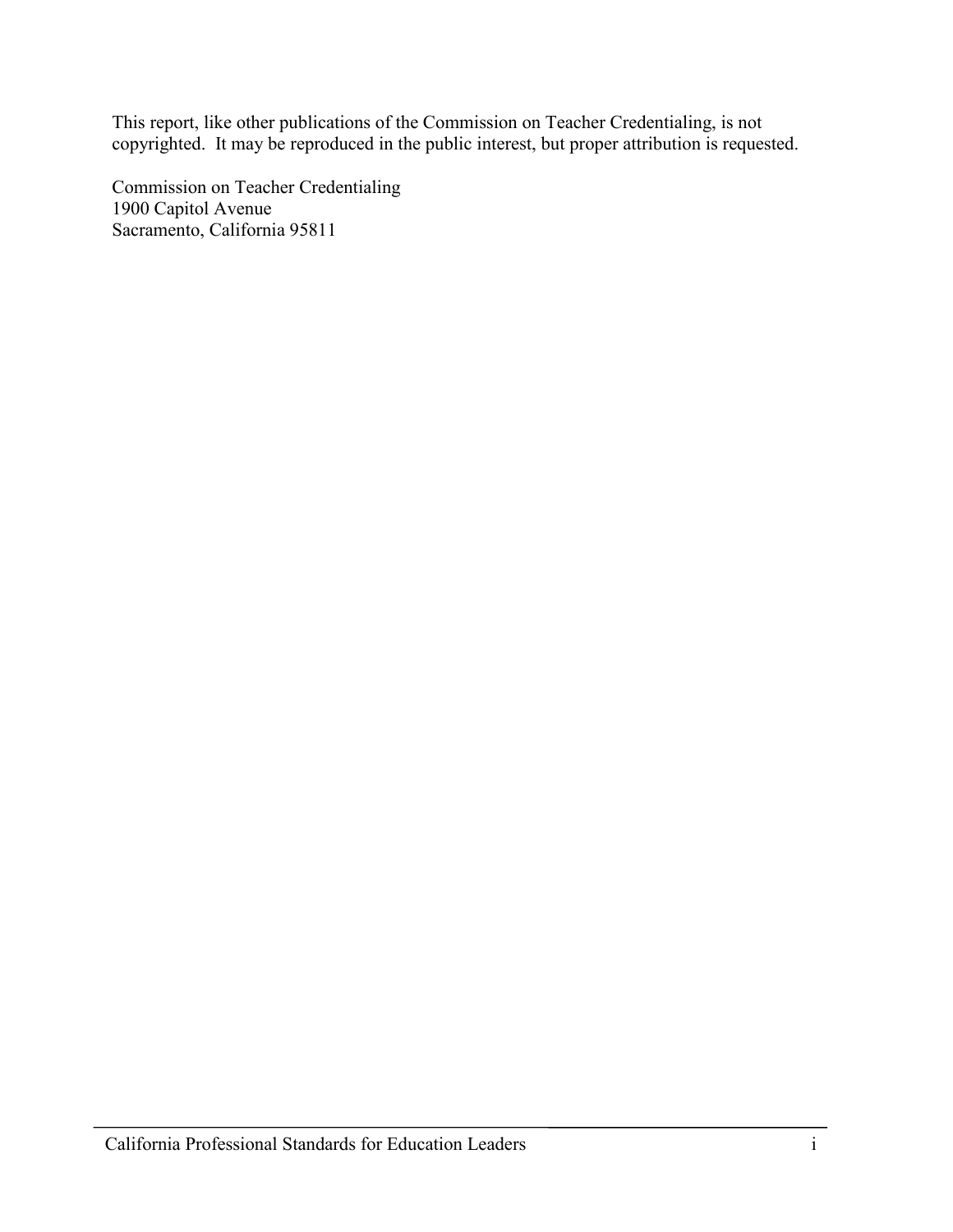This report, like other publications of the Commission on Teacher Credentialing, is not copyrighted. It may be reproduced in the public interest, but proper attribution is requested.

Commission on Teacher Credentialing
1900 Capitol Avenue
Sacramento, California 95811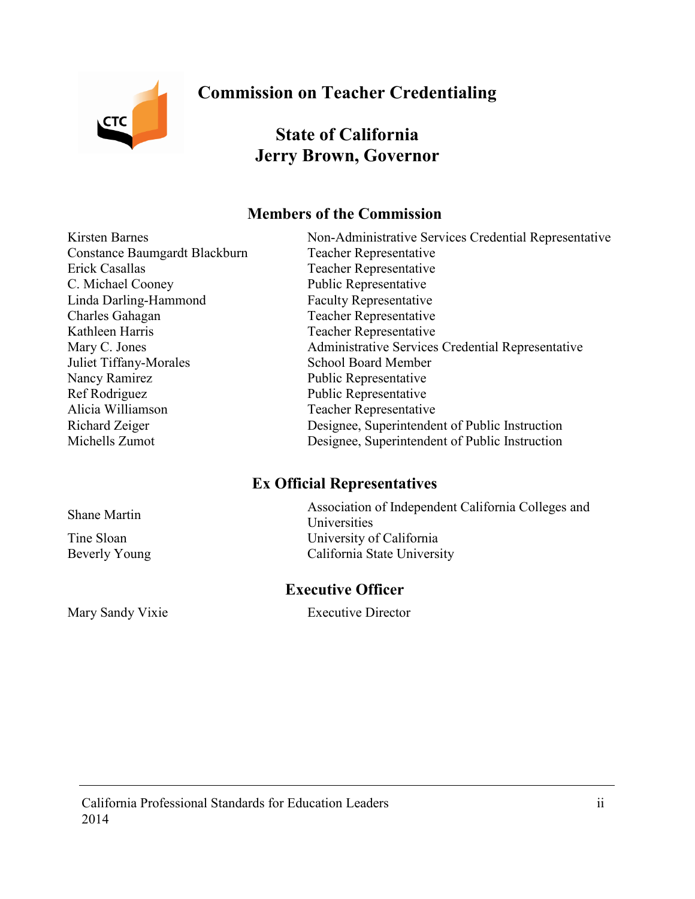# Commission on Teacher Credentialing

## State of California
## Jerry Brown, Governor

### Members of the Commission

| | |
|---|---|
| Kirsten Barnes | Non-Administrative Services Credential Representative |
| Constance Baumgardt Blackburn | Teacher Representative |
| Erick Casallas | Teacher Representative |
| C. Michael Cooney | Public Representative |
| Linda Darling-Hammond | Faculty Representative |
| Charles Gahagan | Teacher Representative |
| Kathleen Harris | Teacher Representative |
| Mary C. Jones | Administrative Services Credential Representative |
| Juliet Tiffany-Morales | School Board Member |
| Nancy Ramirez | Public Representative |
| Ref Rodriguez | Public Representative |
| Alicia Williamson | Teacher Representative |
| Richard Zeiger | Designee, Superintendent of Public Instruction |
| Michells Zumot | Designee, Superintendent of Public Instruction |

### Ex Official Representatives

| | |
|---|---|
| Shane Martin | Association of Independent California Colleges and Universities |
| Tine Sloan | University of California |
| Beverly Young | California State University |

### Executive Officer

| | |
|---|---|
| Mary Sandy Vixie | Executive Director |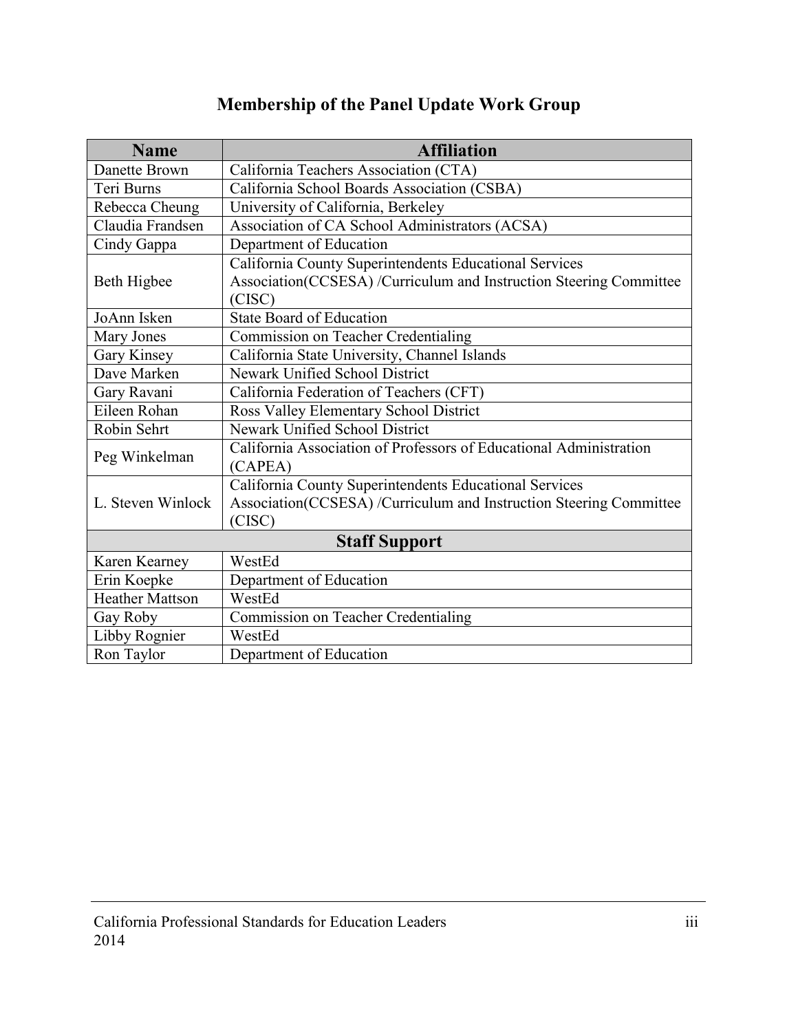# Membership of the Panel Update Work Group

| Name | Affiliation |
|---|---|
| Danette Brown | California Teachers Association (CTA) |
| Teri Burns | California School Boards Association (CSBA) |
| Rebecca Cheung | University of California, Berkeley |
| Claudia Frandsen | Association of CA School Administrators (ACSA) |
| Cindy Gappa | Department of Education |
| Beth Higbee | California County Superintendents Educational Services Association(CCSESA) /Curriculum and Instruction Steering Committee (CISC) |
| JoAnn Isken | State Board of Education |
| Mary Jones | Commission on Teacher Credentialing |
| Gary Kinsey | California State University, Channel Islands |
| Dave Marken | Newark Unified School District |
| Gary Ravani | California Federation of Teachers (CFT) |
| Eileen Rohan | Ross Valley Elementary School District |
| Robin Sehrt | Newark Unified School District |
| Peg Winkelman | California Association of Professors of Educational Administration (CAPEA) |
| L. Steven Winlock | California County Superintendents Educational Services Association(CCSESA) /Curriculum and Instruction Steering Committee (CISC) |
| **Staff Support** | |
| Karen Kearney | WestEd |
| Erin Koepke | Department of Education |
| Heather Mattson | WestEd |
| Gay Roby | Commission on Teacher Credentialing |
| Libby Rognier | WestEd |
| Ron Taylor | Department of Education |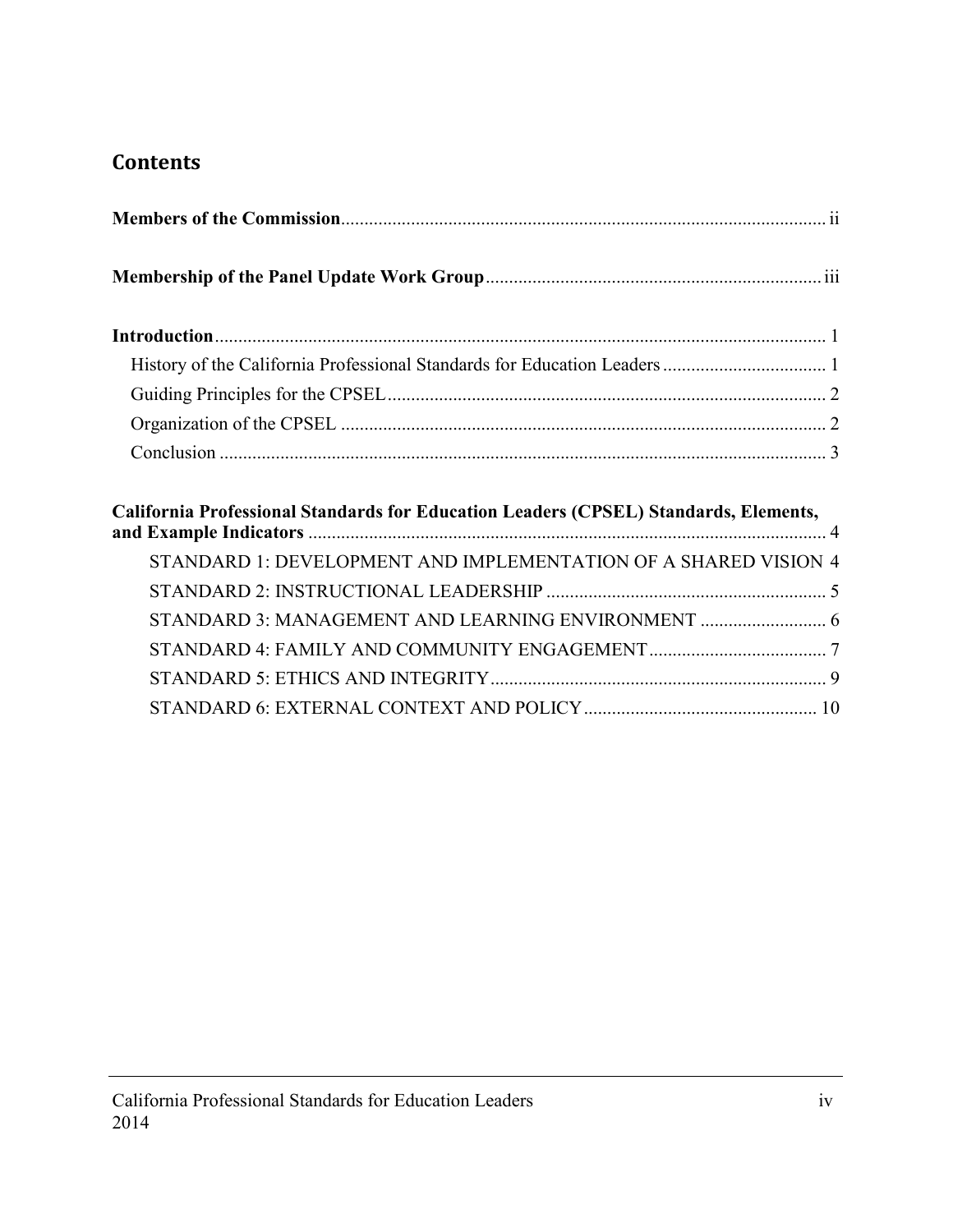## Contents

**Members of the Commission** ........................................................................................................ ii

**Membership of the Panel Update Work Group** ....................................................................... iii

**Introduction** ................................................................................................................................ 1

- History of the California Professional Standards for Education Leaders ................................... 1
- Guiding Principles for the CPSEL .............................................................................................. 2
- Organization of the CPSEL ........................................................................................................ 2
- Conclusion .................................................................................................................................. 3

**California Professional Standards for Education Leaders (CPSEL) Standards, Elements, and Example Indicators** ................................................................................................................ 4

- STANDARD 1: DEVELOPMENT AND IMPLEMENTATION OF A SHARED VISION 4
- STANDARD 2: INSTRUCTIONAL LEADERSHIP ............................................................ 5
- STANDARD 3: MANAGEMENT AND LEARNING ENVIRONMENT ........................... 6
- STANDARD 4: FAMILY AND COMMUNITY ENGAGEMENT ...................................... 7
- STANDARD 5: ETHICS AND INTEGRITY ........................................................................ 9
- STANDARD 6: EXTERNAL CONTEXT AND POLICY .................................................. 10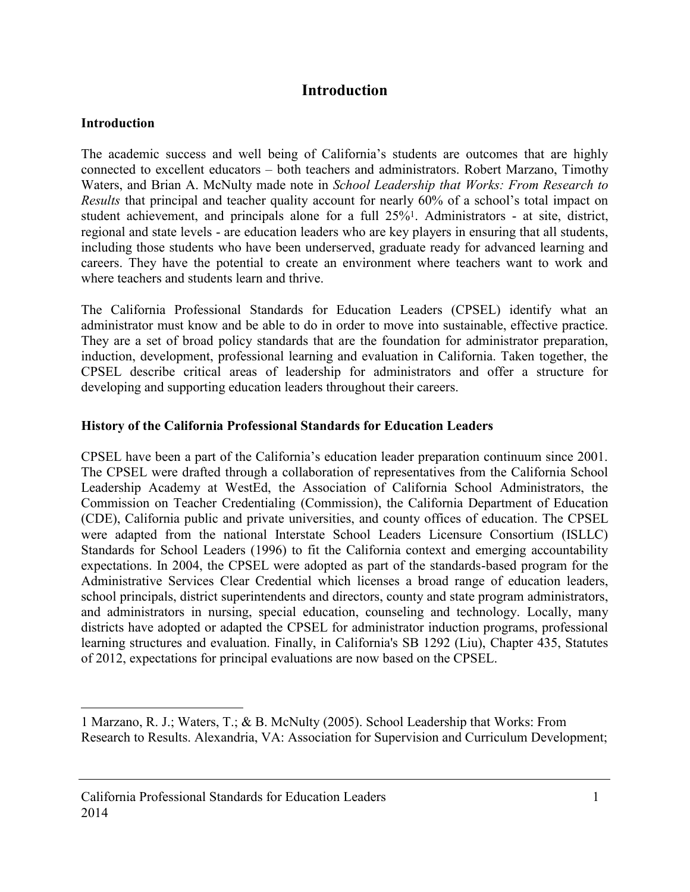# Introduction

### Introduction

The academic success and well being of California's students are outcomes that are highly connected to excellent educators – both teachers and administrators. Robert Marzano, Timothy Waters, and Brian A. McNulty made note in *School Leadership that Works: From Research to Results* that principal and teacher quality account for nearly 60% of a school's total impact on student achievement, and principals alone for a full 25%[1]. Administrators - at site, district, regional and state levels - are education leaders who are key players in ensuring that all students, including those students who have been underserved, graduate ready for advanced learning and careers. They have the potential to create an environment where teachers want to work and where teachers and students learn and thrive.

The California Professional Standards for Education Leaders (CPSEL) identify what an administrator must know and be able to do in order to move into sustainable, effective practice. They are a set of broad policy standards that are the foundation for administrator preparation, induction, development, professional learning and evaluation in California. Taken together, the CPSEL describe critical areas of leadership for administrators and offer a structure for developing and supporting education leaders throughout their careers.

### History of the California Professional Standards for Education Leaders

CPSEL have been a part of the California's education leader preparation continuum since 2001. The CPSEL were drafted through a collaboration of representatives from the California School Leadership Academy at WestEd, the Association of California School Administrators, the Commission on Teacher Credentialing (Commission), the California Department of Education (CDE), California public and private universities, and county offices of education. The CPSEL were adapted from the national Interstate School Leaders Licensure Consortium (ISLLC) Standards for School Leaders (1996) to fit the California context and emerging accountability expectations. In 2004, the CPSEL were adopted as part of the standards-based program for the Administrative Services Clear Credential which licenses a broad range of education leaders, school principals, district superintendents and directors, county and state program administrators, and administrators in nursing, special education, counseling and technology. Locally, many districts have adopted or adapted the CPSEL for administrator induction programs, professional learning structures and evaluation. Finally, in California's SB 1292 (Liu), Chapter 435, Statutes of 2012, expectations for principal evaluations are now based on the CPSEL.

---

1 Marzano, R. J.; Waters, T.; & B. McNulty (2005). School Leadership that Works: From Research to Results. Alexandria, VA: Association for Supervision and Curriculum Development;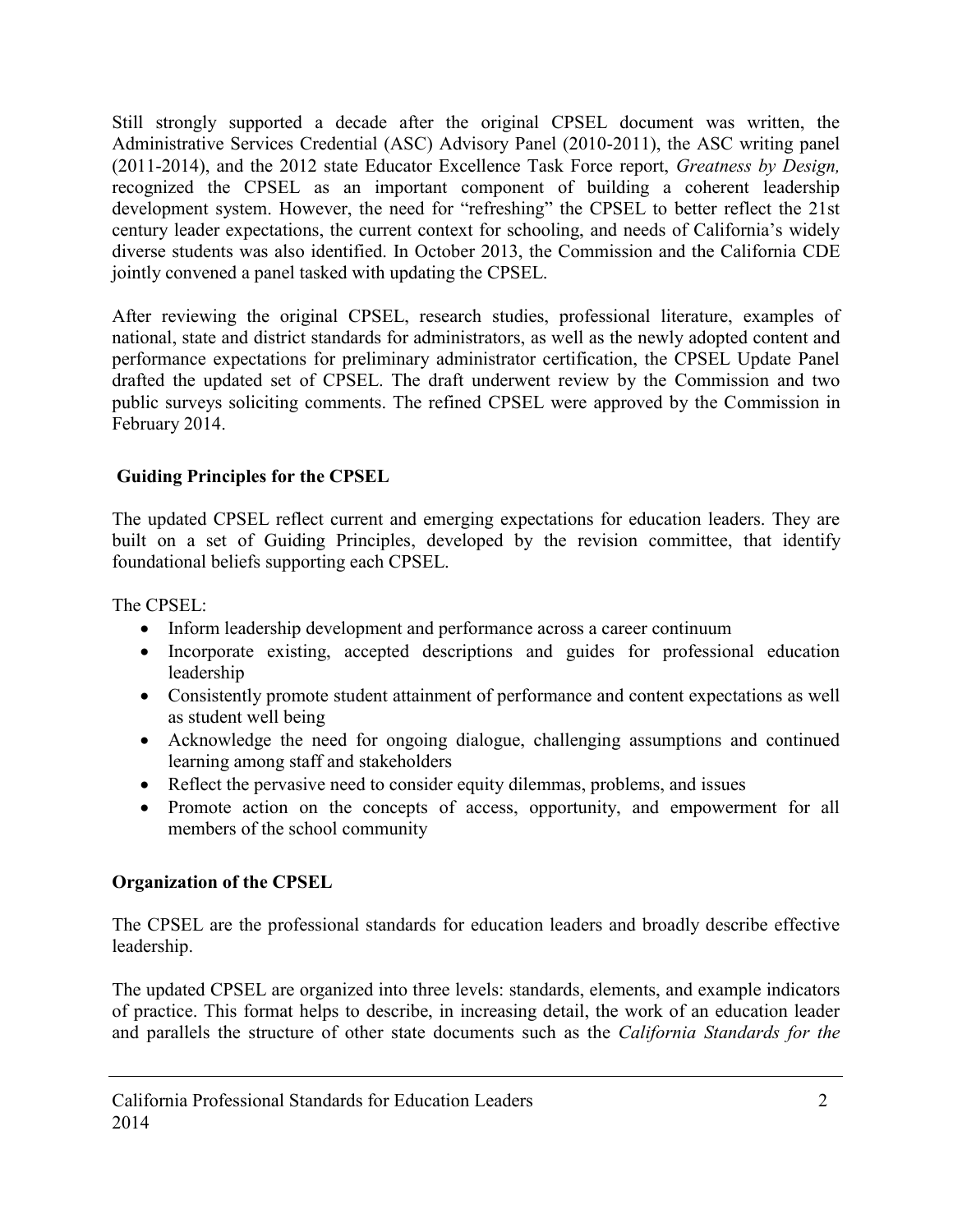Still strongly supported a decade after the original CPSEL document was written, the Administrative Services Credential (ASC) Advisory Panel (2010-2011), the ASC writing panel (2011-2014), and the 2012 state Educator Excellence Task Force report, *Greatness by Design,* recognized the CPSEL as an important component of building a coherent leadership development system. However, the need for "refreshing" the CPSEL to better reflect the 21st century leader expectations, the current context for schooling, and needs of California's widely diverse students was also identified. In October 2013, the Commission and the California CDE jointly convened a panel tasked with updating the CPSEL.

After reviewing the original CPSEL, research studies, professional literature, examples of national, state and district standards for administrators, as well as the newly adopted content and performance expectations for preliminary administrator certification, the CPSEL Update Panel drafted the updated set of CPSEL. The draft underwent review by the Commission and two public surveys soliciting comments. The refined CPSEL were approved by the Commission in February 2014.

## Guiding Principles for the CPSEL

The updated CPSEL reflect current and emerging expectations for education leaders. They are built on a set of Guiding Principles, developed by the revision committee, that identify foundational beliefs supporting each CPSEL.

The CPSEL:

- Inform leadership development and performance across a career continuum
- Incorporate existing, accepted descriptions and guides for professional education leadership
- Consistently promote student attainment of performance and content expectations as well as student well being
- Acknowledge the need for ongoing dialogue, challenging assumptions and continued learning among staff and stakeholders
- Reflect the pervasive need to consider equity dilemmas, problems, and issues
- Promote action on the concepts of access, opportunity, and empowerment for all members of the school community

## Organization of the CPSEL

The CPSEL are the professional standards for education leaders and broadly describe effective leadership.

The updated CPSEL are organized into three levels: standards, elements, and example indicators of practice. This format helps to describe, in increasing detail, the work of an education leader and parallels the structure of other state documents such as the *California Standards for the*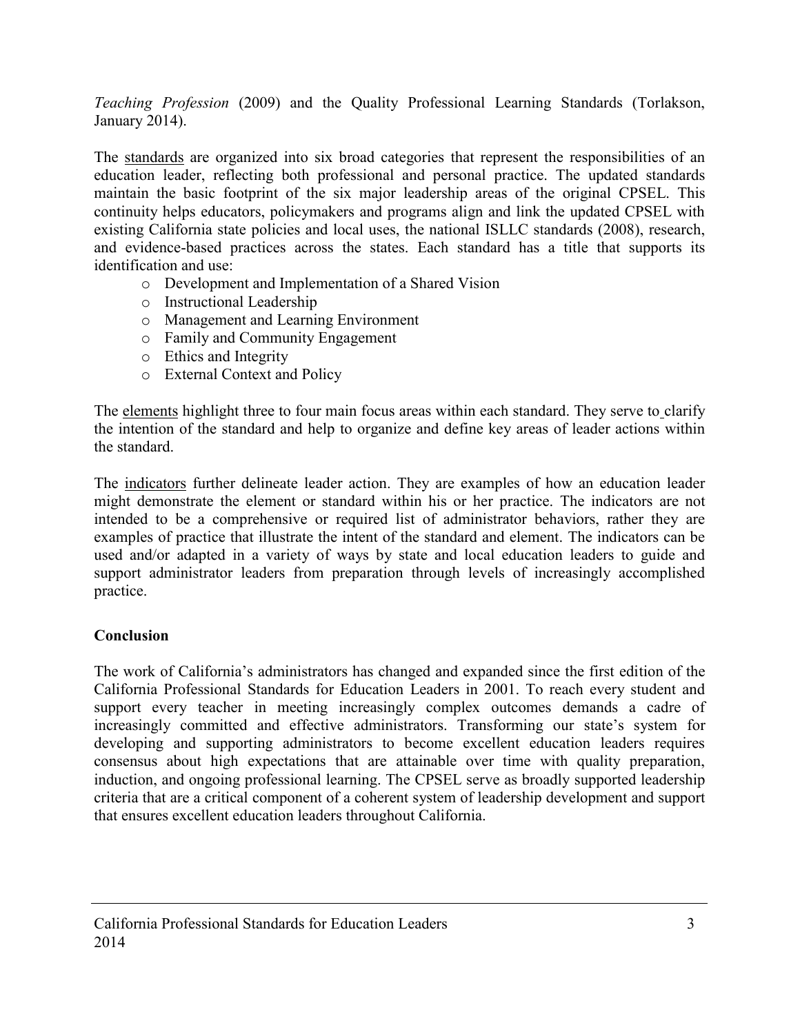*Teaching Profession* (2009) and the Quality Professional Learning Standards (Torlakson, January 2014).

The standards are organized into six broad categories that represent the responsibilities of an education leader, reflecting both professional and personal practice. The updated standards maintain the basic footprint of the six major leadership areas of the original CPSEL. This continuity helps educators, policymakers and programs align and link the updated CPSEL with existing California state policies and local uses, the national ISLLC standards (2008), research, and evidence-based practices across the states. Each standard has a title that supports its identification and use:

- Development and Implementation of a Shared Vision
- Instructional Leadership
- Management and Learning Environment
- Family and Community Engagement
- Ethics and Integrity
- External Context and Policy

The elements highlight three to four main focus areas within each standard. They serve to clarify the intention of the standard and help to organize and define key areas of leader actions within the standard.

The indicators further delineate leader action. They are examples of how an education leader might demonstrate the element or standard within his or her practice. The indicators are not intended to be a comprehensive or required list of administrator behaviors, rather they are examples of practice that illustrate the intent of the standard and element. The indicators can be used and/or adapted in a variety of ways by state and local education leaders to guide and support administrator leaders from preparation through levels of increasingly accomplished practice.

**Conclusion**

The work of California's administrators has changed and expanded since the first edition of the California Professional Standards for Education Leaders in 2001. To reach every student and support every teacher in meeting increasingly complex outcomes demands a cadre of increasingly committed and effective administrators. Transforming our state's system for developing and supporting administrators to become excellent education leaders requires consensus about high expectations that are attainable over time with quality preparation, induction, and ongoing professional learning. The CPSEL serve as broadly supported leadership criteria that are a critical component of a coherent system of leadership development and support that ensures excellent education leaders throughout California.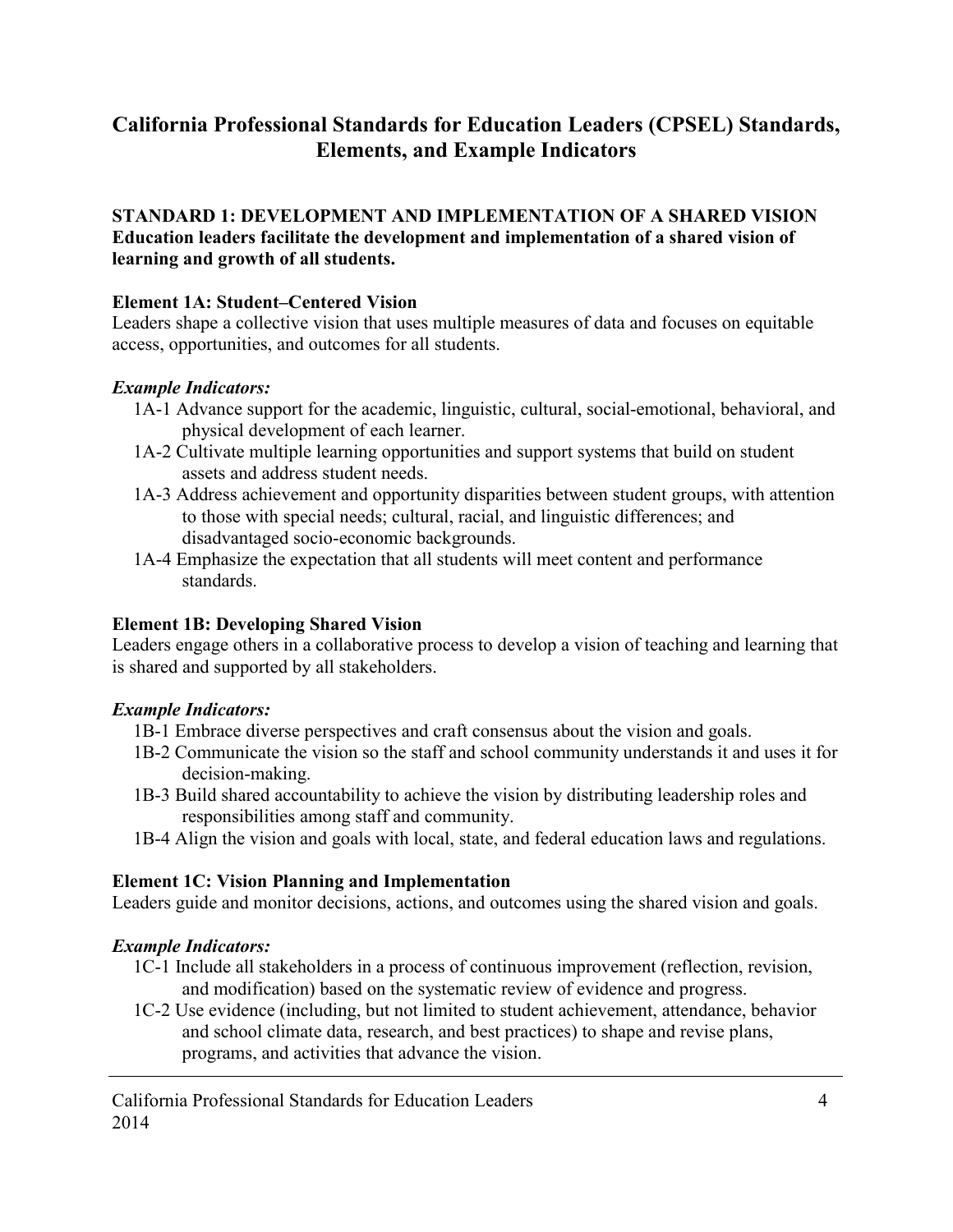# California Professional Standards for Education Leaders (CPSEL) Standards, Elements, and Example Indicators

## STANDARD 1: DEVELOPMENT AND IMPLEMENTATION OF A SHARED VISION

**Education leaders facilitate the development and implementation of a shared vision of learning and growth of all students.**

### Element 1A: Student–Centered Vision

Leaders shape a collective vision that uses multiple measures of data and focuses on equitable access, opportunities, and outcomes for all students.

***Example Indicators:***

- 1A-1 Advance support for the academic, linguistic, cultural, social-emotional, behavioral, and physical development of each learner.
- 1A-2 Cultivate multiple learning opportunities and support systems that build on student assets and address student needs.
- 1A-3 Address achievement and opportunity disparities between student groups, with attention to those with special needs; cultural, racial, and linguistic differences; and disadvantaged socio-economic backgrounds.
- 1A-4 Emphasize the expectation that all students will meet content and performance standards.

### Element 1B: Developing Shared Vision

Leaders engage others in a collaborative process to develop a vision of teaching and learning that is shared and supported by all stakeholders.

***Example Indicators:***

- 1B-1 Embrace diverse perspectives and craft consensus about the vision and goals.
- 1B-2 Communicate the vision so the staff and school community understands it and uses it for decision-making.
- 1B-3 Build shared accountability to achieve the vision by distributing leadership roles and responsibilities among staff and community.
- 1B-4 Align the vision and goals with local, state, and federal education laws and regulations.

### Element 1C: Vision Planning and Implementation

Leaders guide and monitor decisions, actions, and outcomes using the shared vision and goals.

***Example Indicators:***

- 1C-1 Include all stakeholders in a process of continuous improvement (reflection, revision, and modification) based on the systematic review of evidence and progress.
- 1C-2 Use evidence (including, but not limited to student achievement, attendance, behavior and school climate data, research, and best practices) to shape and revise plans, programs, and activities that advance the vision.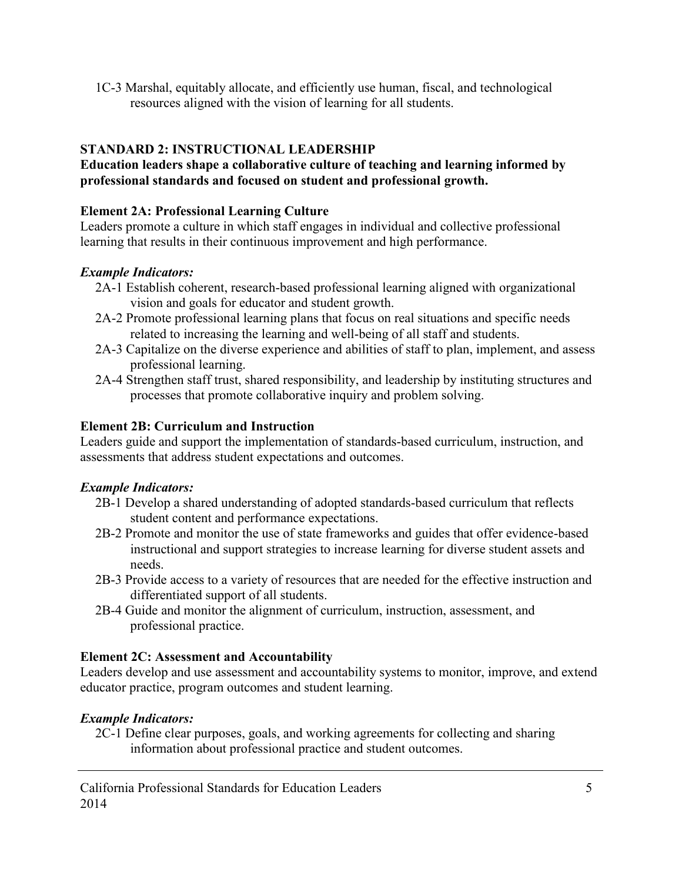1C-3 Marshal, equitably allocate, and efficiently use human, fiscal, and technological resources aligned with the vision of learning for all students.

## STANDARD 2: INSTRUCTIONAL LEADERSHIP

**Education leaders shape a collaborative culture of teaching and learning informed by professional standards and focused on student and professional growth.**

### Element 2A: Professional Learning Culture

Leaders promote a culture in which staff engages in individual and collective professional learning that results in their continuous improvement and high performance.

***Example Indicators:***

- 2A-1 Establish coherent, research-based professional learning aligned with organizational vision and goals for educator and student growth.
- 2A-2 Promote professional learning plans that focus on real situations and specific needs related to increasing the learning and well-being of all staff and students.
- 2A-3 Capitalize on the diverse experience and abilities of staff to plan, implement, and assess professional learning.
- 2A-4 Strengthen staff trust, shared responsibility, and leadership by instituting structures and processes that promote collaborative inquiry and problem solving.

### Element 2B: Curriculum and Instruction

Leaders guide and support the implementation of standards-based curriculum, instruction, and assessments that address student expectations and outcomes.

***Example Indicators:***

- 2B-1 Develop a shared understanding of adopted standards-based curriculum that reflects student content and performance expectations.
- 2B-2 Promote and monitor the use of state frameworks and guides that offer evidence-based instructional and support strategies to increase learning for diverse student assets and needs.
- 2B-3 Provide access to a variety of resources that are needed for the effective instruction and differentiated support of all students.
- 2B-4 Guide and monitor the alignment of curriculum, instruction, assessment, and professional practice.

### Element 2C: Assessment and Accountability

Leaders develop and use assessment and accountability systems to monitor, improve, and extend educator practice, program outcomes and student learning.

***Example Indicators:***

- 2C-1 Define clear purposes, goals, and working agreements for collecting and sharing information about professional practice and student outcomes.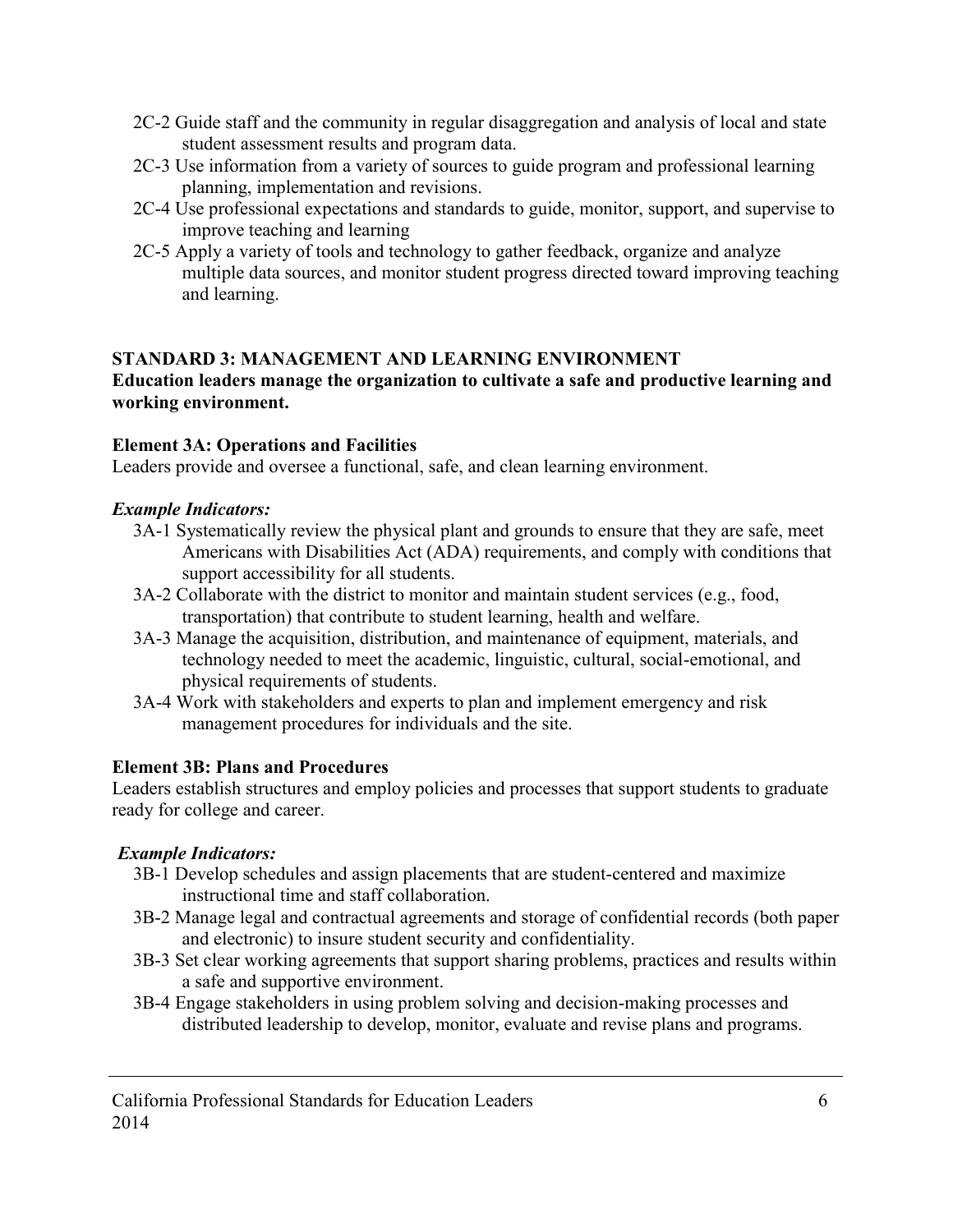- 2C-2 Guide staff and the community in regular disaggregation and analysis of local and state student assessment results and program data.
- 2C-3 Use information from a variety of sources to guide program and professional learning planning, implementation and revisions.
- 2C-4 Use professional expectations and standards to guide, monitor, support, and supervise to improve teaching and learning
- 2C-5 Apply a variety of tools and technology to gather feedback, organize and analyze multiple data sources, and monitor student progress directed toward improving teaching and learning.

## STANDARD 3: MANAGEMENT AND LEARNING ENVIRONMENT

**Education leaders manage the organization to cultivate a safe and productive learning and working environment.**

### Element 3A: Operations and Facilities

Leaders provide and oversee a functional, safe, and clean learning environment.

***Example Indicators:***

- 3A-1 Systematically review the physical plant and grounds to ensure that they are safe, meet Americans with Disabilities Act (ADA) requirements, and comply with conditions that support accessibility for all students.
- 3A-2 Collaborate with the district to monitor and maintain student services (e.g., food, transportation) that contribute to student learning, health and welfare.
- 3A-3 Manage the acquisition, distribution, and maintenance of equipment, materials, and technology needed to meet the academic, linguistic, cultural, social-emotional, and physical requirements of students.
- 3A-4 Work with stakeholders and experts to plan and implement emergency and risk management procedures for individuals and the site.

### Element 3B: Plans and Procedures

Leaders establish structures and employ policies and processes that support students to graduate ready for college and career.

***Example Indicators:***

- 3B-1 Develop schedules and assign placements that are student-centered and maximize instructional time and staff collaboration.
- 3B-2 Manage legal and contractual agreements and storage of confidential records (both paper and electronic) to insure student security and confidentiality.
- 3B-3 Set clear working agreements that support sharing problems, practices and results within a safe and supportive environment.
- 3B-4 Engage stakeholders in using problem solving and decision-making processes and distributed leadership to develop, monitor, evaluate and revise plans and programs.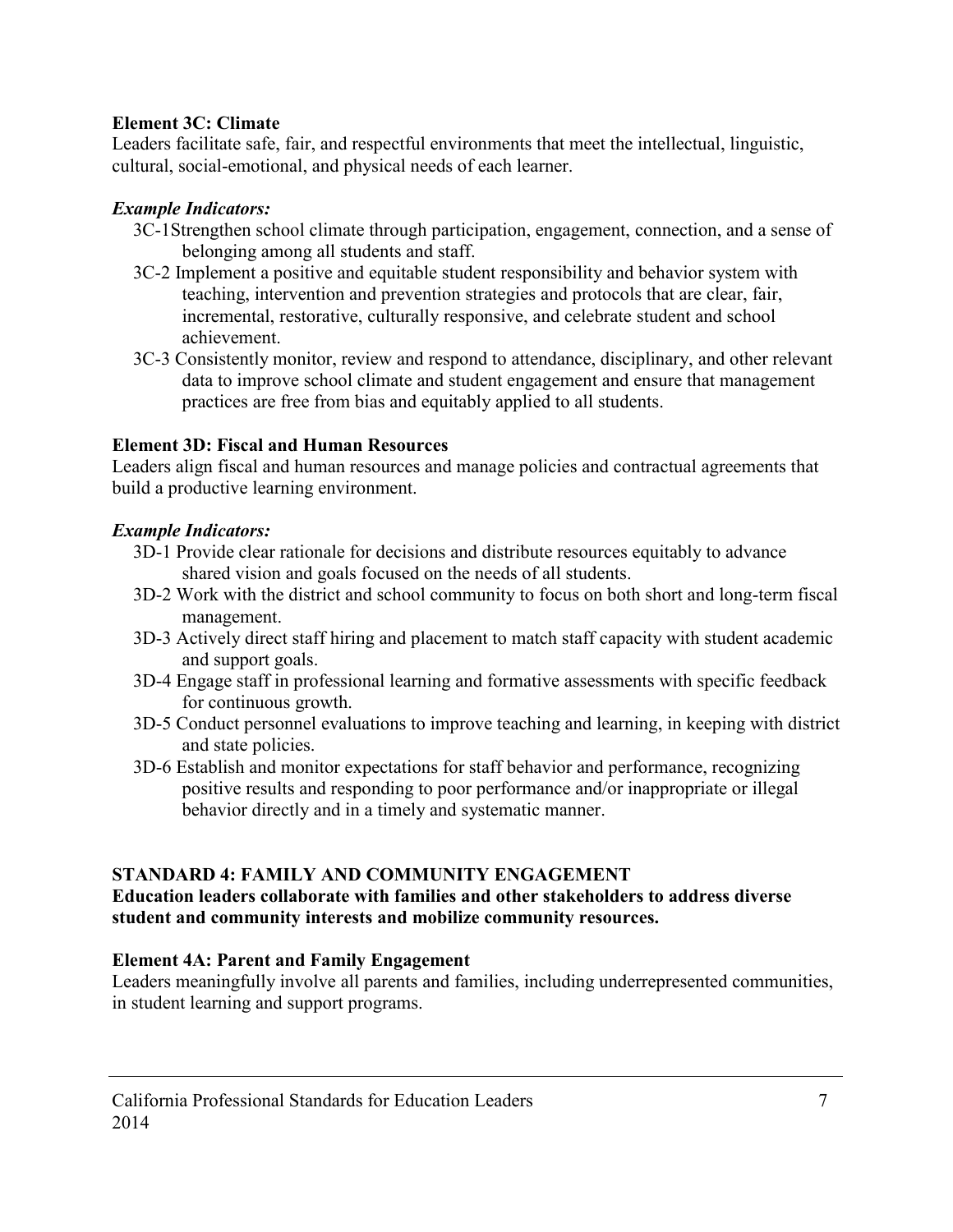**Element 3C: Climate**
Leaders facilitate safe, fair, and respectful environments that meet the intellectual, linguistic, cultural, social-emotional, and physical needs of each learner.

***Example Indicators:***

- 3C-1Strengthen school climate through participation, engagement, connection, and a sense of belonging among all students and staff.
- 3C-2 Implement a positive and equitable student responsibility and behavior system with teaching, intervention and prevention strategies and protocols that are clear, fair, incremental, restorative, culturally responsive, and celebrate student and school achievement.
- 3C-3 Consistently monitor, review and respond to attendance, disciplinary, and other relevant data to improve school climate and student engagement and ensure that management practices are free from bias and equitably applied to all students.

**Element 3D: Fiscal and Human Resources**
Leaders align fiscal and human resources and manage policies and contractual agreements that build a productive learning environment.

***Example Indicators:***

- 3D-1 Provide clear rationale for decisions and distribute resources equitably to advance shared vision and goals focused on the needs of all students.
- 3D-2 Work with the district and school community to focus on both short and long-term fiscal management.
- 3D-3 Actively direct staff hiring and placement to match staff capacity with student academic and support goals.
- 3D-4 Engage staff in professional learning and formative assessments with specific feedback for continuous growth.
- 3D-5 Conduct personnel evaluations to improve teaching and learning, in keeping with district and state policies.
- 3D-6 Establish and monitor expectations for staff behavior and performance, recognizing positive results and responding to poor performance and/or inappropriate or illegal behavior directly and in a timely and systematic manner.

## STANDARD 4: FAMILY AND COMMUNITY ENGAGEMENT

**Education leaders collaborate with families and other stakeholders to address diverse student and community interests and mobilize community resources.**

**Element 4A: Parent and Family Engagement**
Leaders meaningfully involve all parents and families, including underrepresented communities, in student learning and support programs.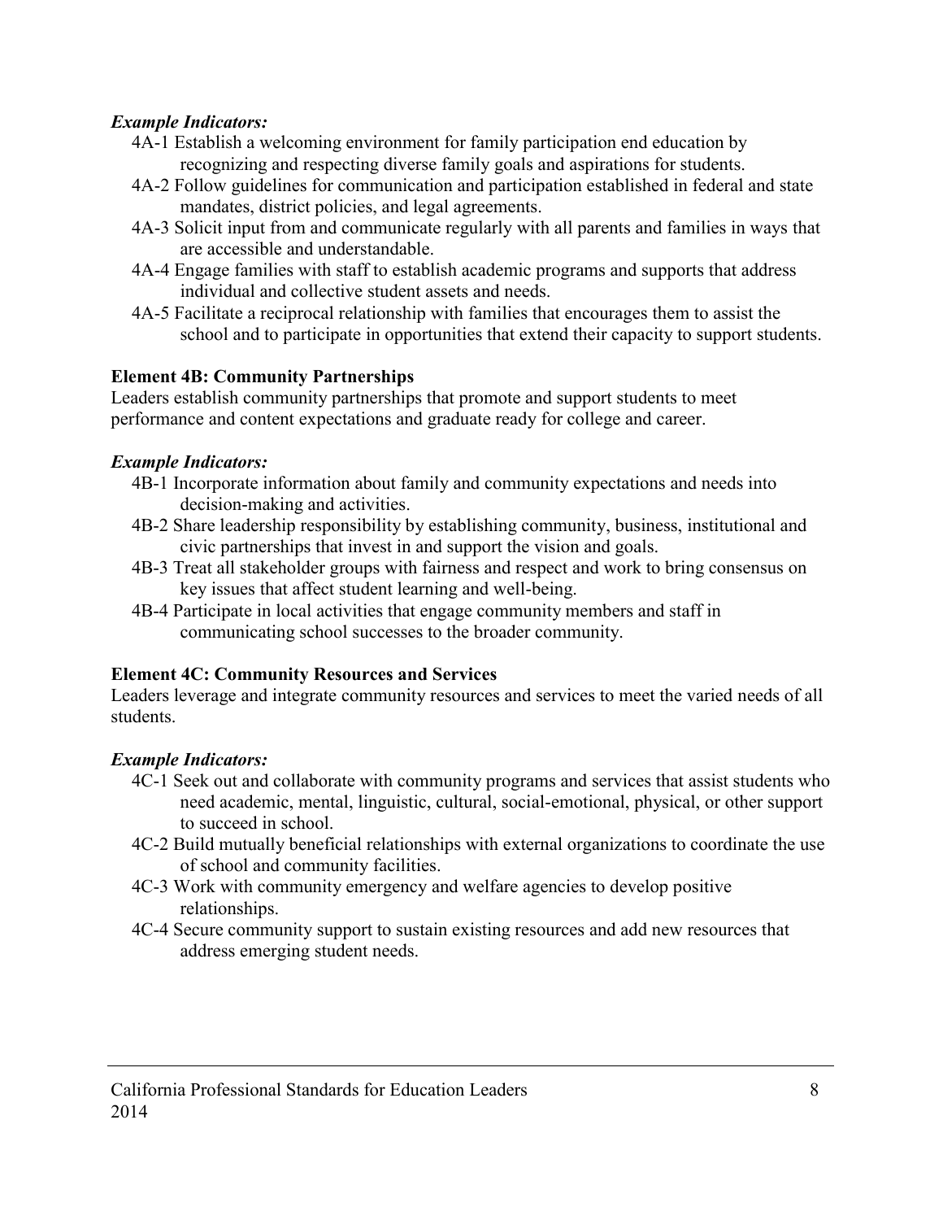***Example Indicators:***

- 4A-1 Establish a welcoming environment for family participation end education by recognizing and respecting diverse family goals and aspirations for students.
- 4A-2 Follow guidelines for communication and participation established in federal and state mandates, district policies, and legal agreements.
- 4A-3 Solicit input from and communicate regularly with all parents and families in ways that are accessible and understandable.
- 4A-4 Engage families with staff to establish academic programs and supports that address individual and collective student assets and needs.
- 4A-5 Facilitate a reciprocal relationship with families that encourages them to assist the school and to participate in opportunities that extend their capacity to support students.

**Element 4B: Community Partnerships**

Leaders establish community partnerships that promote and support students to meet performance and content expectations and graduate ready for college and career.

***Example Indicators:***

- 4B-1 Incorporate information about family and community expectations and needs into decision-making and activities.
- 4B-2 Share leadership responsibility by establishing community, business, institutional and civic partnerships that invest in and support the vision and goals.
- 4B-3 Treat all stakeholder groups with fairness and respect and work to bring consensus on key issues that affect student learning and well-being.
- 4B-4 Participate in local activities that engage community members and staff in communicating school successes to the broader community.

**Element 4C: Community Resources and Services**

Leaders leverage and integrate community resources and services to meet the varied needs of all students.

***Example Indicators:***

- 4C-1 Seek out and collaborate with community programs and services that assist students who need academic, mental, linguistic, cultural, social-emotional, physical, or other support to succeed in school.
- 4C-2 Build mutually beneficial relationships with external organizations to coordinate the use of school and community facilities.
- 4C-3 Work with community emergency and welfare agencies to develop positive relationships.
- 4C-4 Secure community support to sustain existing resources and add new resources that address emerging student needs.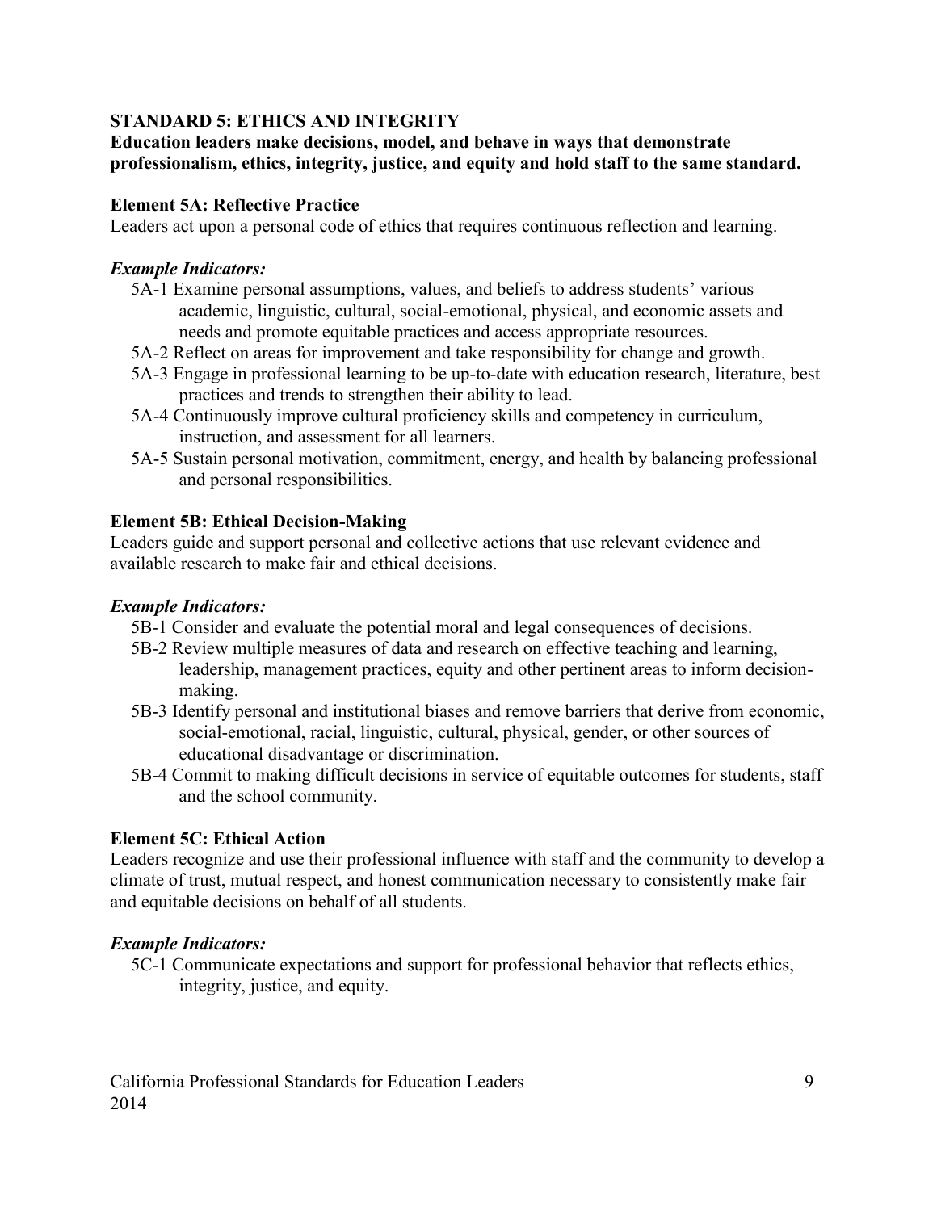## STANDARD 5: ETHICS AND INTEGRITY

**Education leaders make decisions, model, and behave in ways that demonstrate professionalism, ethics, integrity, justice, and equity and hold staff to the same standard.**

### Element 5A: Reflective Practice

Leaders act upon a personal code of ethics that requires continuous reflection and learning.

***Example Indicators:***

- 5A-1 Examine personal assumptions, values, and beliefs to address students' various academic, linguistic, cultural, social-emotional, physical, and economic assets and needs and promote equitable practices and access appropriate resources.
- 5A-2 Reflect on areas for improvement and take responsibility for change and growth.
- 5A-3 Engage in professional learning to be up-to-date with education research, literature, best practices and trends to strengthen their ability to lead.
- 5A-4 Continuously improve cultural proficiency skills and competency in curriculum, instruction, and assessment for all learners.
- 5A-5 Sustain personal motivation, commitment, energy, and health by balancing professional and personal responsibilities.

### Element 5B: Ethical Decision-Making

Leaders guide and support personal and collective actions that use relevant evidence and available research to make fair and ethical decisions.

***Example Indicators:***

- 5B-1 Consider and evaluate the potential moral and legal consequences of decisions.
- 5B-2 Review multiple measures of data and research on effective teaching and learning, leadership, management practices, equity and other pertinent areas to inform decision-making.
- 5B-3 Identify personal and institutional biases and remove barriers that derive from economic, social-emotional, racial, linguistic, cultural, physical, gender, or other sources of educational disadvantage or discrimination.
- 5B-4 Commit to making difficult decisions in service of equitable outcomes for students, staff and the school community.

### Element 5C: Ethical Action

Leaders recognize and use their professional influence with staff and the community to develop a climate of trust, mutual respect, and honest communication necessary to consistently make fair and equitable decisions on behalf of all students.

***Example Indicators:***

- 5C-1 Communicate expectations and support for professional behavior that reflects ethics, integrity, justice, and equity.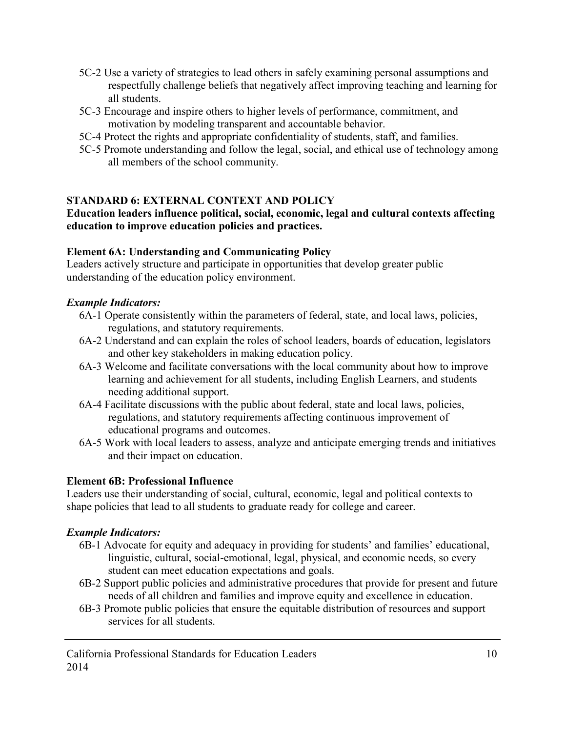- 5C-2 Use a variety of strategies to lead others in safely examining personal assumptions and respectfully challenge beliefs that negatively affect improving teaching and learning for all students.
- 5C-3 Encourage and inspire others to higher levels of performance, commitment, and motivation by modeling transparent and accountable behavior.
- 5C-4 Protect the rights and appropriate confidentiality of students, staff, and families.
- 5C-5 Promote understanding and follow the legal, social, and ethical use of technology among all members of the school community.

## STANDARD 6: EXTERNAL CONTEXT AND POLICY

**Education leaders influence political, social, economic, legal and cultural contexts affecting education to improve education policies and practices.**

### Element 6A: Understanding and Communicating Policy

Leaders actively structure and participate in opportunities that develop greater public understanding of the education policy environment.

***Example Indicators:***

- 6A-1 Operate consistently within the parameters of federal, state, and local laws, policies, regulations, and statutory requirements.
- 6A-2 Understand and can explain the roles of school leaders, boards of education, legislators and other key stakeholders in making education policy.
- 6A-3 Welcome and facilitate conversations with the local community about how to improve learning and achievement for all students, including English Learners, and students needing additional support.
- 6A-4 Facilitate discussions with the public about federal, state and local laws, policies, regulations, and statutory requirements affecting continuous improvement of educational programs and outcomes.
- 6A-5 Work with local leaders to assess, analyze and anticipate emerging trends and initiatives and their impact on education.

### Element 6B: Professional Influence

Leaders use their understanding of social, cultural, economic, legal and political contexts to shape policies that lead to all students to graduate ready for college and career.

***Example Indicators:***

- 6B-1 Advocate for equity and adequacy in providing for students' and families' educational, linguistic, cultural, social-emotional, legal, physical, and economic needs, so every student can meet education expectations and goals.
- 6B-2 Support public policies and administrative procedures that provide for present and future needs of all children and families and improve equity and excellence in education.
- 6B-3 Promote public policies that ensure the equitable distribution of resources and support services for all students.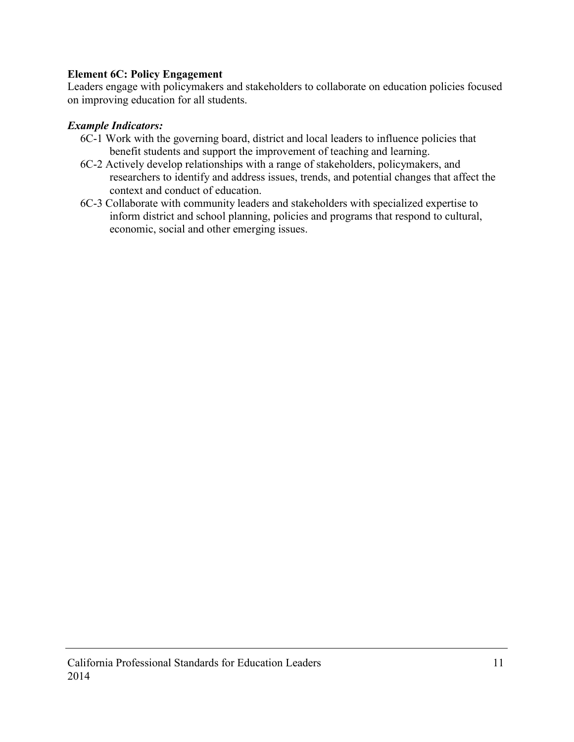**Element 6C: Policy Engagement**
Leaders engage with policymakers and stakeholders to collaborate on education policies focused on improving education for all students.

***Example Indicators:***

- 6C-1 Work with the governing board, district and local leaders to influence policies that benefit students and support the improvement of teaching and learning.
- 6C-2 Actively develop relationships with a range of stakeholders, policymakers, and researchers to identify and address issues, trends, and potential changes that affect the context and conduct of education.
- 6C-3 Collaborate with community leaders and stakeholders with specialized expertise to inform district and school planning, policies and programs that respond to cultural, economic, social and other emerging issues.